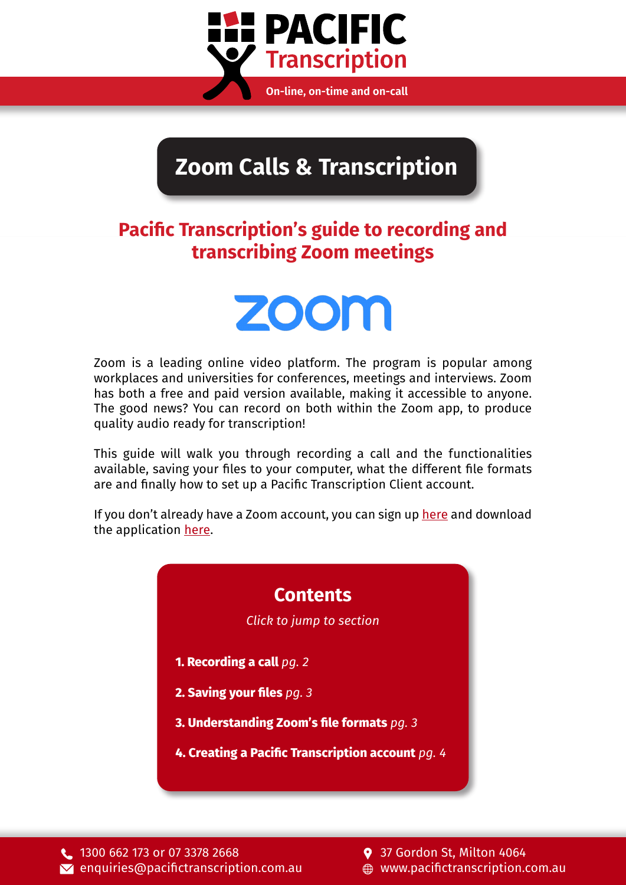# Zoom Calls & Transcription

## Pacific Transcription's guide to recording and transcribing Zoom meetings

Zoom is a leading online video platform. The program is popular among workplaces and universities for conferences, meetings and interviews. Zoom has both a free and paid version available, making it accessible to anyone. The good news? You can record on both within the Zoom app, to produce quality audio ready for transcription!

This guide will walk you through recording a call and the functionalities available, saving your files to your computer, what the different file formats are and finally how to set up a Pacific Transcription Client account.

If you don't already have a Zoom account, you can sign up here and download the application here.

### Contents

*Click to jump to section*

**1. Recording a call** *pg. 2*

**2. Saving your files** *pg. 3*

**3. Understanding Zoom's file formats** *pg. 3*

**4. Creating a Pacific Transcription account** *pg. 4*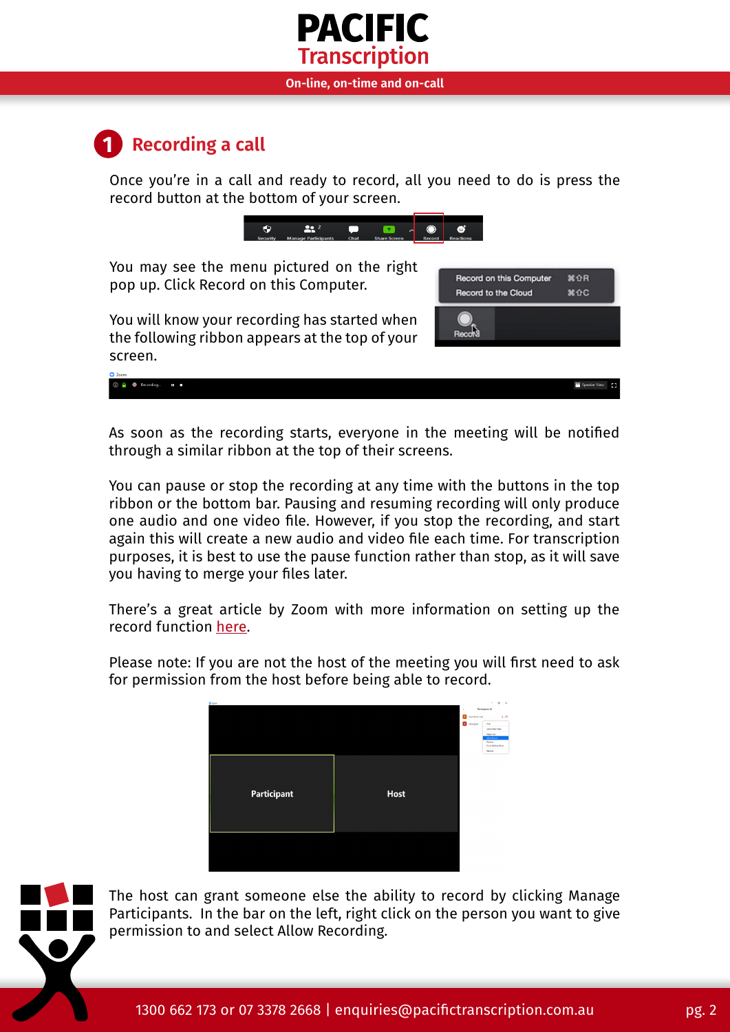## 1 Recording a call

Once you're in a call and ready to record, all you need to do is press the record button at the bottom of your screen.

You may see the menu pictured on the right pop up. Click Record on this Computer.

You will know your recording has started when the following ribbon appears at the top of your screen.

As soon as the recording starts, everyone in the meeting will be notified through a similar ribbon at the top of their screens.

You can pause or stop the recording at any time with the buttons in the top ribbon or the bottom bar. Pausing and resuming recording will only produce one audio and one video file. However, if you stop the recording, and start again this will create a new audio and video file each time. For transcription purposes, it is best to use the pause function rather than stop, as it will save you having to merge your files later.

There's a great article by Zoom with more information on setting up the record function here.

Please note: If you are not the host of the meeting you will first need to ask for permission from the host before being able to record.

The host can grant someone else the ability to record by clicking Manage Participants. In the bar on the left, right click on the person you want to give permission to and select Allow Recording.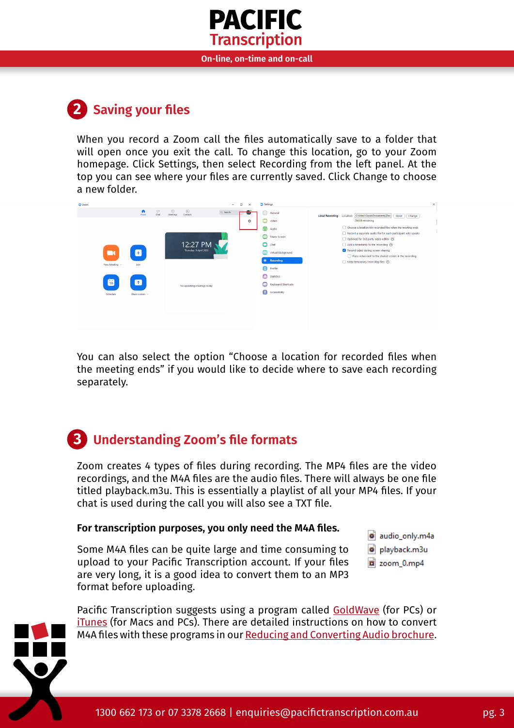## 2 Saving your files

When you record a Zoom call the files automatically save to a folder that will open once you exit the call. To change this location, go to your Zoom homepage. Click Settings, then select Recording from the left panel. At the top you can see where your files are currently saved. Click Change to choose a new folder.

You can also select the option "Choose a location for recorded files when the meeting ends" if you would like to decide where to save each recording separately.

## 3 Understanding Zoom's file formats

Zoom creates 4 types of files during recording. The MP4 files are the video recordings, and the M4A files are the audio files. There will always be one file titled playback.m3u. This is essentially a playlist of all your MP4 files. If your chat is used during the call you will also see a TXT file.

**For transcription purposes, you only need the M4A files.**

- audio_only.m4a
- playback.m3u
- zoom_0.mp4

Some M4A files can be quite large and time consuming to upload to your Pacific Transcription account. If your files are very long, it is a good idea to convert them to an MP3 format before uploading.

Pacific Transcription suggests using a program called GoldWave (for PCs) or iTunes (for Macs and PCs). There are detailed instructions on how to convert M4A files with these programs in our Reducing and Converting Audio brochure.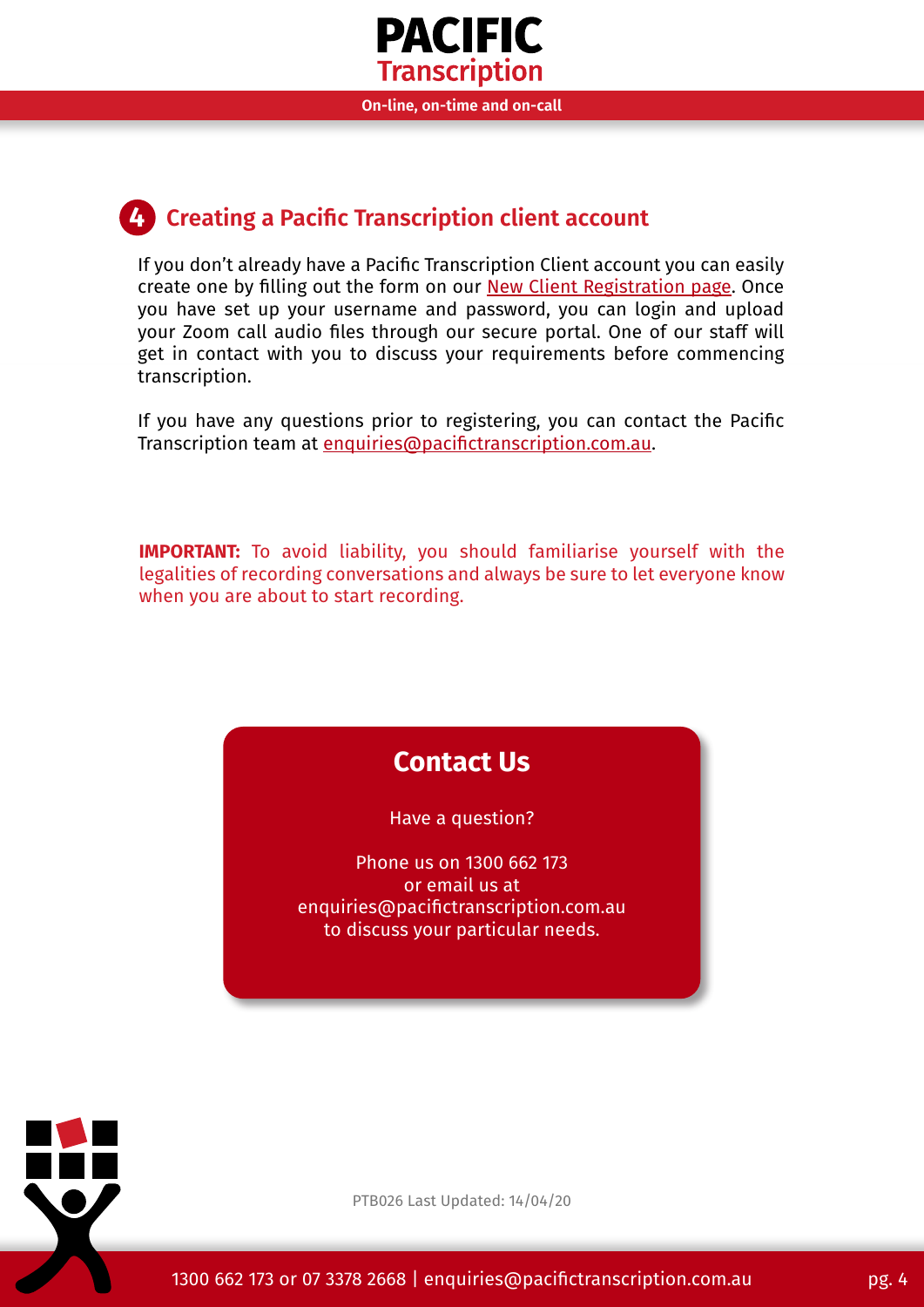## 4 Creating a Pacific Transcription client account

If you don't already have a Pacific Transcription Client account you can easily create one by filling out the form on our New Client Registration page. Once you have set up your username and password, you can login and upload your Zoom call audio files through our secure portal. One of our staff will get in contact with you to discuss your requirements before commencing transcription.

If you have any questions prior to registering, you can contact the Pacific Transcription team at enquiries@pacifictranscription.com.au.

**IMPORTANT:** To avoid liability, you should familiarise yourself with the legalities of recording conversations and always be sure to let everyone know when you are about to start recording.

### Contact Us

Have a question?

Phone us on 1300 662 173
or email us at
enquiries@pacifictranscription.com.au
to discuss your particular needs.

PTB026 Last Updated: 14/04/20